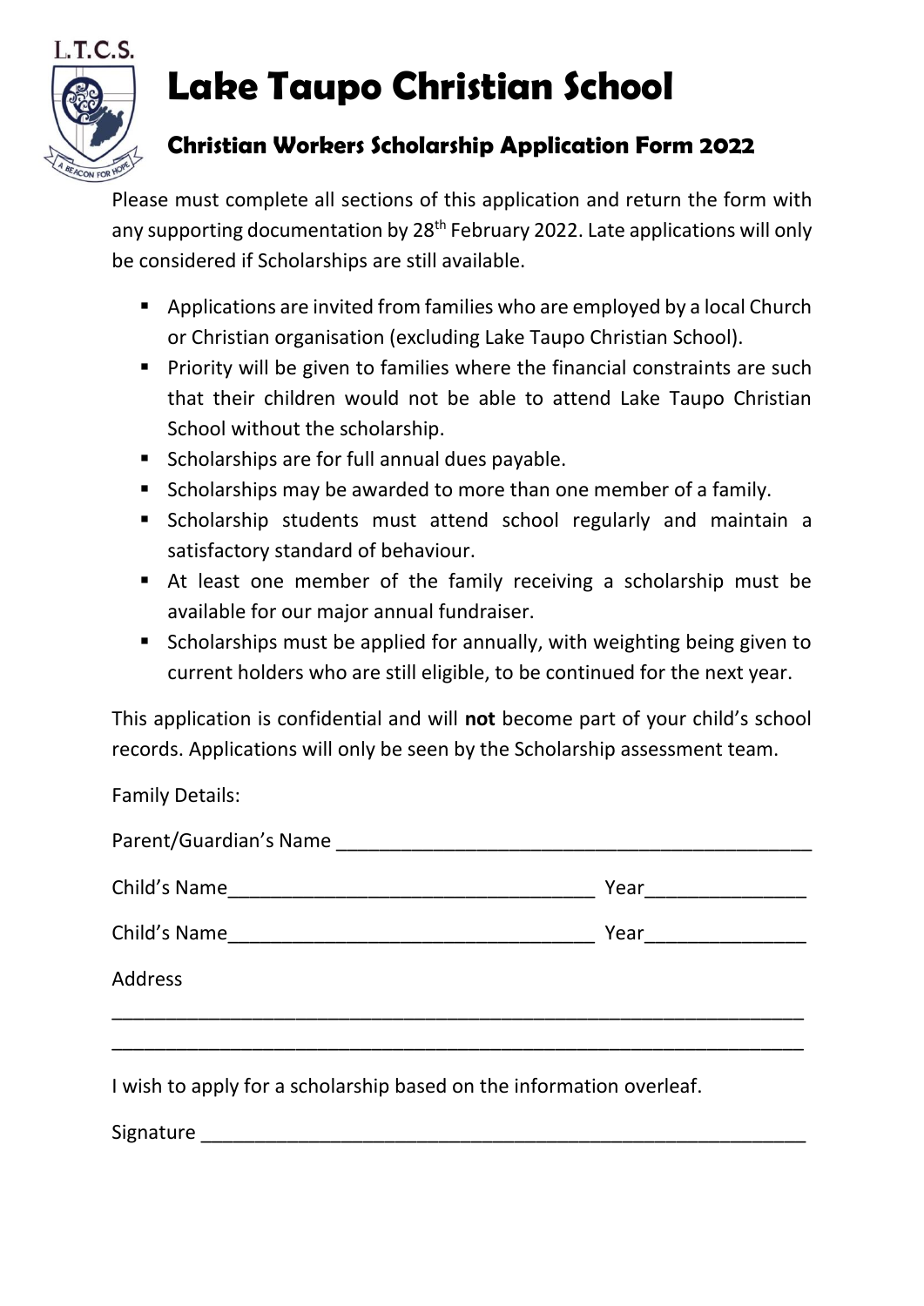L.T.C.S.

# Lake Taupo Christian School

## Christian Workers Scholarship Application Form 2022

Please must complete all sections of this application and return the form with any supporting documentation by 28th February 2022. Late applications will only be considered if Scholarships are still available.

- Applications are invited from families who are employed by a local Church or Christian organisation (excluding Lake Taupo Christian School).
- Priority will be given to families where the financial constraints are such that their children would not be able to attend Lake Taupo Christian School without the scholarship.
- Scholarships are for full annual dues payable.
- Scholarships may be awarded to more than one member of a family.
- Scholarship students must attend school regularly and maintain a satisfactory standard of behaviour.
- At least one member of the family receiving a scholarship must be available for our major annual fundraiser.
- Scholarships must be applied for annually, with weighting being given to current holders who are still eligible, to be continued for the next year.

This application is confidential and will **not** become part of your child's school records. Applications will only be seen by the Scholarship assessment team.

Family Details:

Parent/Guardian's Name ____________________________________________

Child's Name __________________________________ Year ______________

Child's Name __________________________________ Year ______________

Address

_________________________________________________________________

_________________________________________________________________

I wish to apply for a scholarship based on the information overleaf.

Signature ________________________________________________________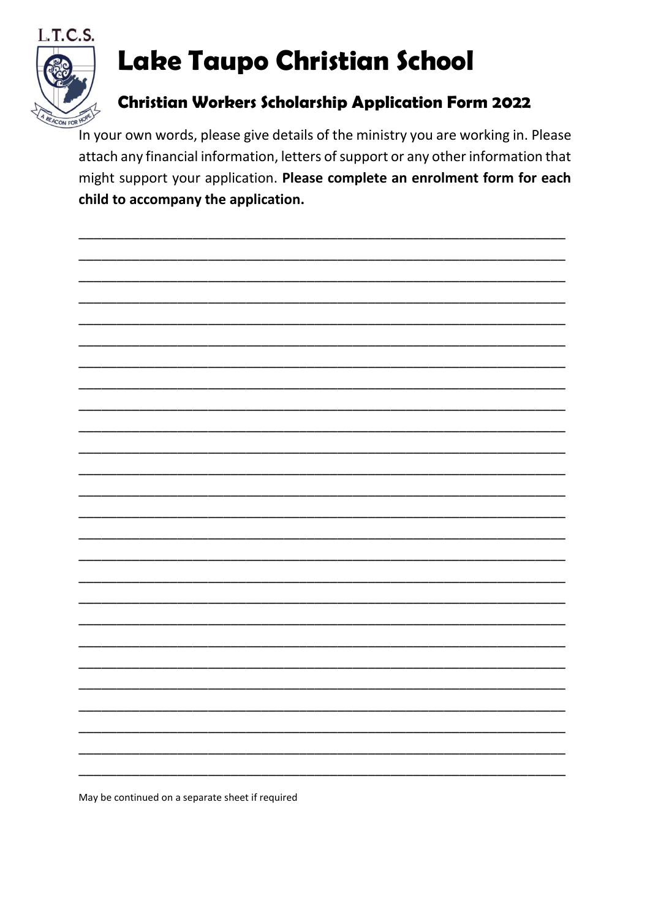L.T.C.S.

# Lake Taupo Christian School

## Christian Workers Scholarship Application Form 2022

In your own words, please give details of the ministry you are working in. Please attach any financial information, letters of support or any other information that might support your application. **Please complete an enrolment form for each child to accompany the application.**

\_\_\_\_\_\_\_\_\_\_\_\_\_\_\_\_\_\_\_\_\_\_\_\_\_\_\_\_\_\_\_\_\_\_\_\_\_\_\_\_\_\_\_\_\_\_\_\_\_\_\_\_\_\_\_\_\_\_\_\_\_\_\_\_\_\_

\_\_\_\_\_\_\_\_\_\_\_\_\_\_\_\_\_\_\_\_\_\_\_\_\_\_\_\_\_\_\_\_\_\_\_\_\_\_\_\_\_\_\_\_\_\_\_\_\_\_\_\_\_\_\_\_\_\_\_\_\_\_\_\_\_\_

\_\_\_\_\_\_\_\_\_\_\_\_\_\_\_\_\_\_\_\_\_\_\_\_\_\_\_\_\_\_\_\_\_\_\_\_\_\_\_\_\_\_\_\_\_\_\_\_\_\_\_\_\_\_\_\_\_\_\_\_\_\_\_\_\_\_

\_\_\_\_\_\_\_\_\_\_\_\_\_\_\_\_\_\_\_\_\_\_\_\_\_\_\_\_\_\_\_\_\_\_\_\_\_\_\_\_\_\_\_\_\_\_\_\_\_\_\_\_\_\_\_\_\_\_\_\_\_\_\_\_\_\_

\_\_\_\_\_\_\_\_\_\_\_\_\_\_\_\_\_\_\_\_\_\_\_\_\_\_\_\_\_\_\_\_\_\_\_\_\_\_\_\_\_\_\_\_\_\_\_\_\_\_\_\_\_\_\_\_\_\_\_\_\_\_\_\_\_\_

May be continued on a separate sheet if required